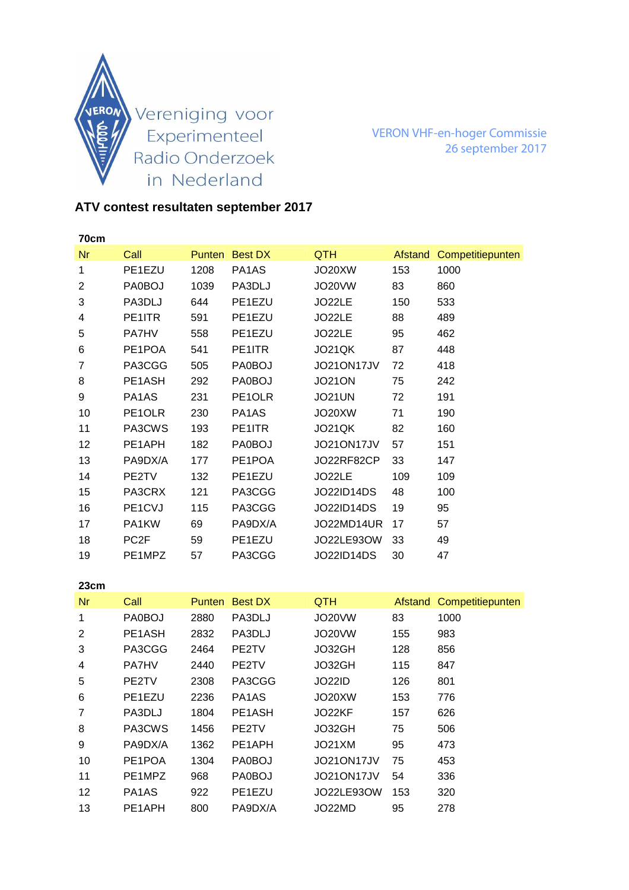Vereniging voor Experimenteel Radio Onderzoek in Nederland

VERON VHF-en-hoger Commissie
26 september 2017

## ATV contest resultaten september 2017

### 70cm

| Nr | Call | Punten | Best DX | QTH | Afstand | Competitiepunten |
|---|---|---|---|---|---|---|
| 1 | PE1EZU | 1208 | PA1AS | JO20XW | 153 | 1000 |
| 2 | PA0BOJ | 1039 | PA3DLJ | JO20VW | 83 | 860 |
| 3 | PA3DLJ | 644 | PE1EZU | JO22LE | 150 | 533 |
| 4 | PE1ITR | 591 | PE1EZU | JO22LE | 88 | 489 |
| 5 | PA7HV | 558 | PE1EZU | JO22LE | 95 | 462 |
| 6 | PE1POA | 541 | PE1ITR | JO21QK | 87 | 448 |
| 7 | PA3CGG | 505 | PA0BOJ | JO21ON17JV | 72 | 418 |
| 8 | PE1ASH | 292 | PA0BOJ | JO21ON | 75 | 242 |
| 9 | PA1AS | 231 | PE1OLR | JO21UN | 72 | 191 |
| 10 | PE1OLR | 230 | PA1AS | JO20XW | 71 | 190 |
| 11 | PA3CWS | 193 | PE1ITR | JO21QK | 82 | 160 |
| 12 | PE1APH | 182 | PA0BOJ | JO21ON17JV | 57 | 151 |
| 13 | PA9DX/A | 177 | PE1POA | JO22RF82CP | 33 | 147 |
| 14 | PE2TV | 132 | PE1EZU | JO22LE | 109 | 109 |
| 15 | PA3CRX | 121 | PA3CGG | JO22ID14DS | 48 | 100 |
| 16 | PE1CVJ | 115 | PA3CGG | JO22ID14DS | 19 | 95 |
| 17 | PA1KW | 69 | PA9DX/A | JO22MD14UR | 17 | 57 |
| 18 | PC2F | 59 | PE1EZU | JO22LE93OW | 33 | 49 |
| 19 | PE1MPZ | 57 | PA3CGG | JO22ID14DS | 30 | 47 |

### 23cm

| Nr | Call | Punten | Best DX | QTH | Afstand | Competitiepunten |
|---|---|---|---|---|---|---|
| 1 | PA0BOJ | 2880 | PA3DLJ | JO20VW | 83 | 1000 |
| 2 | PE1ASH | 2832 | PA3DLJ | JO20VW | 155 | 983 |
| 3 | PA3CGG | 2464 | PE2TV | JO32GH | 128 | 856 |
| 4 | PA7HV | 2440 | PE2TV | JO32GH | 115 | 847 |
| 5 | PE2TV | 2308 | PA3CGG | JO22ID | 126 | 801 |
| 6 | PE1EZU | 2236 | PA1AS | JO20XW | 153 | 776 |
| 7 | PA3DLJ | 1804 | PE1ASH | JO22KF | 157 | 626 |
| 8 | PA3CWS | 1456 | PE2TV | JO32GH | 75 | 506 |
| 9 | PA9DX/A | 1362 | PE1APH | JO21XM | 95 | 473 |
| 10 | PE1POA | 1304 | PA0BOJ | JO21ON17JV | 75 | 453 |
| 11 | PE1MPZ | 968 | PA0BOJ | JO21ON17JV | 54 | 336 |
| 12 | PA1AS | 922 | PE1EZU | JO22LE93OW | 153 | 320 |
| 13 | PE1APH | 800 | PA9DX/A | JO22MD | 95 | 278 |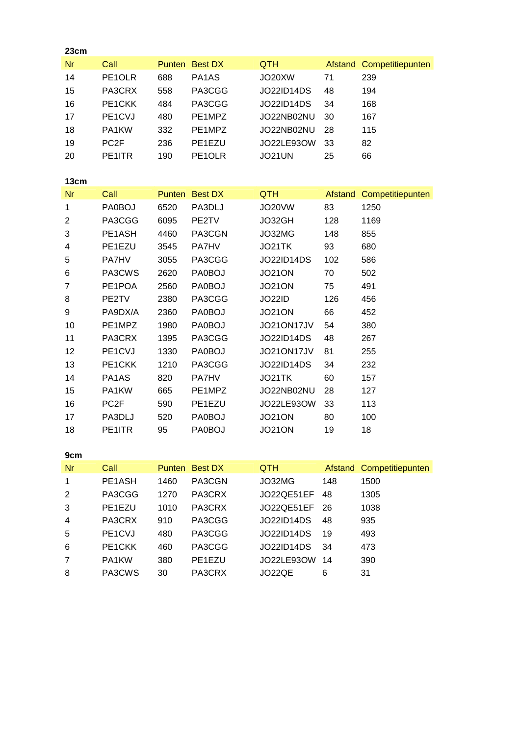**23cm**

| Nr | Call | Punten | Best DX | QTH | Afstand | Competitiepunten |
|---|---|---|---|---|---|---|
| 14 | PE1OLR | 688 | PA1AS | JO20XW | 71 | 239 |
| 15 | PA3CRX | 558 | PA3CGG | JO22ID14DS | 48 | 194 |
| 16 | PE1CKK | 484 | PA3CGG | JO22ID14DS | 34 | 168 |
| 17 | PE1CVJ | 480 | PE1MPZ | JO22NB02NU | 30 | 167 |
| 18 | PA1KW | 332 | PE1MPZ | JO22NB02NU | 28 | 115 |
| 19 | PC2F | 236 | PE1EZU | JO22LE93OW | 33 | 82 |
| 20 | PE1ITR | 190 | PE1OLR | JO21UN | 25 | 66 |

**13cm**

| Nr | Call | Punten | Best DX | QTH | Afstand | Competitiepunten |
|---|---|---|---|---|---|---|
| 1 | PA0BOJ | 6520 | PA3DLJ | JO20VW | 83 | 1250 |
| 2 | PA3CGG | 6095 | PE2TV | JO32GH | 128 | 1169 |
| 3 | PE1ASH | 4460 | PA3CGN | JO32MG | 148 | 855 |
| 4 | PE1EZU | 3545 | PA7HV | JO21TK | 93 | 680 |
| 5 | PA7HV | 3055 | PA3CGG | JO22ID14DS | 102 | 586 |
| 6 | PA3CWS | 2620 | PA0BOJ | JO21ON | 70 | 502 |
| 7 | PE1POA | 2560 | PA0BOJ | JO21ON | 75 | 491 |
| 8 | PE2TV | 2380 | PA3CGG | JO22ID | 126 | 456 |
| 9 | PA9DX/A | 2360 | PA0BOJ | JO21ON | 66 | 452 |
| 10 | PE1MPZ | 1980 | PA0BOJ | JO21ON17JV | 54 | 380 |
| 11 | PA3CRX | 1395 | PA3CGG | JO22ID14DS | 48 | 267 |
| 12 | PE1CVJ | 1330 | PA0BOJ | JO21ON17JV | 81 | 255 |
| 13 | PE1CKK | 1210 | PA3CGG | JO22ID14DS | 34 | 232 |
| 14 | PA1AS | 820 | PA7HV | JO21TK | 60 | 157 |
| 15 | PA1KW | 665 | PE1MPZ | JO22NB02NU | 28 | 127 |
| 16 | PC2F | 590 | PE1EZU | JO22LE93OW | 33 | 113 |
| 17 | PA3DLJ | 520 | PA0BOJ | JO21ON | 80 | 100 |
| 18 | PE1ITR | 95 | PA0BOJ | JO21ON | 19 | 18 |

**9cm**

| Nr | Call | Punten | Best DX | QTH | Afstand | Competitiepunten |
|---|---|---|---|---|---|---|
| 1 | PE1ASH | 1460 | PA3CGN | JO32MG | 148 | 1500 |
| 2 | PA3CGG | 1270 | PA3CRX | JO22QE51EF | 48 | 1305 |
| 3 | PE1EZU | 1010 | PA3CRX | JO22QE51EF | 26 | 1038 |
| 4 | PA3CRX | 910 | PA3CGG | JO22ID14DS | 48 | 935 |
| 5 | PE1CVJ | 480 | PA3CGG | JO22ID14DS | 19 | 493 |
| 6 | PE1CKK | 460 | PA3CGG | JO22ID14DS | 34 | 473 |
| 7 | PA1KW | 380 | PE1EZU | JO22LE93OW | 14 | 390 |
| 8 | PA3CWS | 30 | PA3CRX | JO22QE | 6 | 31 |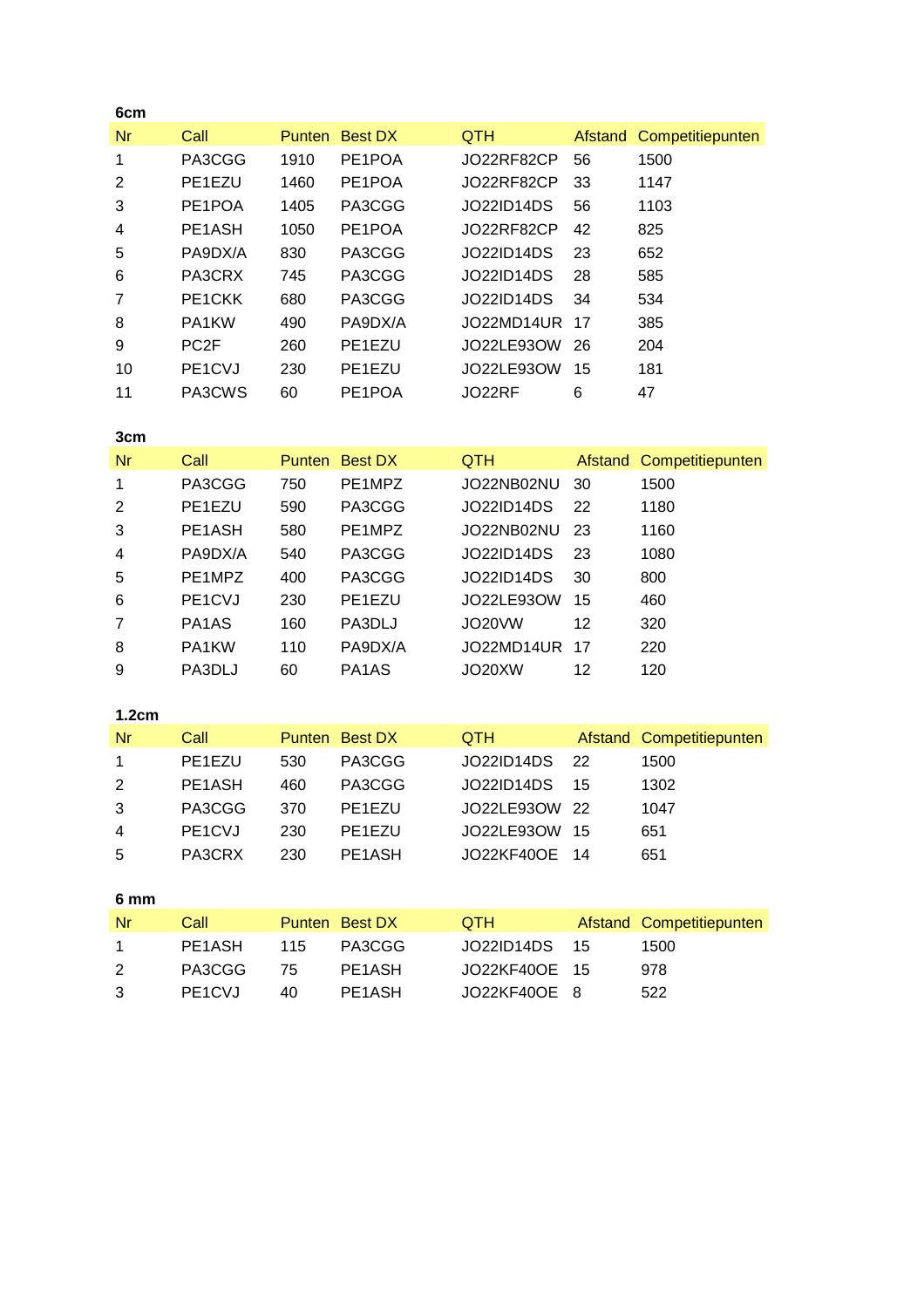**6cm**

| Nr | Call | Punten | Best DX | QTH | Afstand | Competitiepunten |
|---|---|---|---|---|---|---|
| 1 | PA3CGG | 1910 | PE1POA | JO22RF82CP | 56 | 1500 |
| 2 | PE1EZU | 1460 | PE1POA | JO22RF82CP | 33 | 1147 |
| 3 | PE1POA | 1405 | PA3CGG | JO22ID14DS | 56 | 1103 |
| 4 | PE1ASH | 1050 | PE1POA | JO22RF82CP | 42 | 825 |
| 5 | PA9DX/A | 830 | PA3CGG | JO22ID14DS | 23 | 652 |
| 6 | PA3CRX | 745 | PA3CGG | JO22ID14DS | 28 | 585 |
| 7 | PE1CKK | 680 | PA3CGG | JO22ID14DS | 34 | 534 |
| 8 | PA1KW | 490 | PA9DX/A | JO22MD14UR | 17 | 385 |
| 9 | PC2F | 260 | PE1EZU | JO22LE93OW | 26 | 204 |
| 10 | PE1CVJ | 230 | PE1EZU | JO22LE93OW | 15 | 181 |
| 11 | PA3CWS | 60 | PE1POA | JO22RF | 6 | 47 |

**3cm**

| Nr | Call | Punten | Best DX | QTH | Afstand | Competitiepunten |
|---|---|---|---|---|---|---|
| 1 | PA3CGG | 750 | PE1MPZ | JO22NB02NU | 30 | 1500 |
| 2 | PE1EZU | 590 | PA3CGG | JO22ID14DS | 22 | 1180 |
| 3 | PE1ASH | 580 | PE1MPZ | JO22NB02NU | 23 | 1160 |
| 4 | PA9DX/A | 540 | PA3CGG | JO22ID14DS | 23 | 1080 |
| 5 | PE1MPZ | 400 | PA3CGG | JO22ID14DS | 30 | 800 |
| 6 | PE1CVJ | 230 | PE1EZU | JO22LE93OW | 15 | 460 |
| 7 | PA1AS | 160 | PA3DLJ | JO20VW | 12 | 320 |
| 8 | PA1KW | 110 | PA9DX/A | JO22MD14UR | 17 | 220 |
| 9 | PA3DLJ | 60 | PA1AS | JO20XW | 12 | 120 |

**1.2cm**

| Nr | Call | Punten | Best DX | QTH | Afstand | Competitiepunten |
|---|---|---|---|---|---|---|
| 1 | PE1EZU | 530 | PA3CGG | JO22ID14DS | 22 | 1500 |
| 2 | PE1ASH | 460 | PA3CGG | JO22ID14DS | 15 | 1302 |
| 3 | PA3CGG | 370 | PE1EZU | JO22LE93OW | 22 | 1047 |
| 4 | PE1CVJ | 230 | PE1EZU | JO22LE93OW | 15 | 651 |
| 5 | PA3CRX | 230 | PE1ASH | JO22KF40OE | 14 | 651 |

**6 mm**

| Nr | Call | Punten | Best DX | QTH | Afstand | Competitiepunten |
|---|---|---|---|---|---|---|
| 1 | PE1ASH | 115 | PA3CGG | JO22ID14DS | 15 | 1500 |
| 2 | PA3CGG | 75 | PE1ASH | JO22KF40OE | 15 | 978 |
| 3 | PE1CVJ | 40 | PE1ASH | JO22KF40OE | 8 | 522 |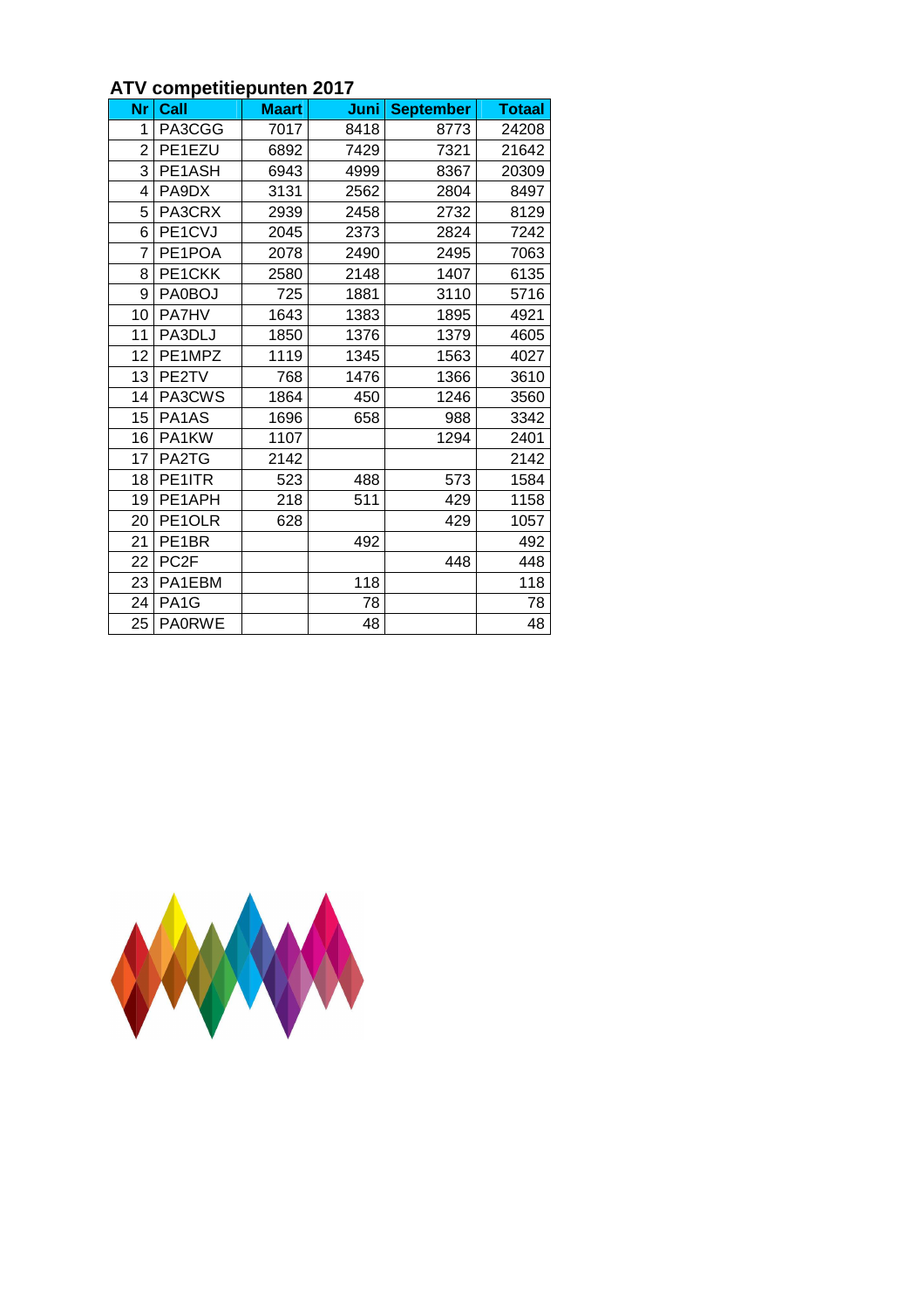## ATV competitiepunten 2017

| Nr | Call | Maart | Juni | September | Totaal |
|---|---|---|---|---|---|
| 1 | PA3CGG | 7017 | 8418 | 8773 | 24208 |
| 2 | PE1EZU | 6892 | 7429 | 7321 | 21642 |
| 3 | PE1ASH | 6943 | 4999 | 8367 | 20309 |
| 4 | PA9DX | 3131 | 2562 | 2804 | 8497 |
| 5 | PA3CRX | 2939 | 2458 | 2732 | 8129 |
| 6 | PE1CVJ | 2045 | 2373 | 2824 | 7242 |
| 7 | PE1POA | 2078 | 2490 | 2495 | 7063 |
| 8 | PE1CKK | 2580 | 2148 | 1407 | 6135 |
| 9 | PA0BOJ | 725 | 1881 | 3110 | 5716 |
| 10 | PA7HV | 1643 | 1383 | 1895 | 4921 |
| 11 | PA3DLJ | 1850 | 1376 | 1379 | 4605 |
| 12 | PE1MPZ | 1119 | 1345 | 1563 | 4027 |
| 13 | PE2TV | 768 | 1476 | 1366 | 3610 |
| 14 | PA3CWS | 1864 | 450 | 1246 | 3560 |
| 15 | PA1AS | 1696 | 658 | 988 | 3342 |
| 16 | PA1KW | 1107 | | 1294 | 2401 |
| 17 | PA2TG | 2142 | | | 2142 |
| 18 | PE1ITR | 523 | 488 | 573 | 1584 |
| 19 | PE1APH | 218 | 511 | 429 | 1158 |
| 20 | PE1OLR | 628 | | 429 | 1057 |
| 21 | PE1BR | | 492 | | 492 |
| 22 | PC2F | | | 448 | 448 |
| 23 | PA1EBM | | 118 | | 118 |
| 24 | PA1G | | 78 | | 78 |
| 25 | PA0RWE | | 48 | | 48 |